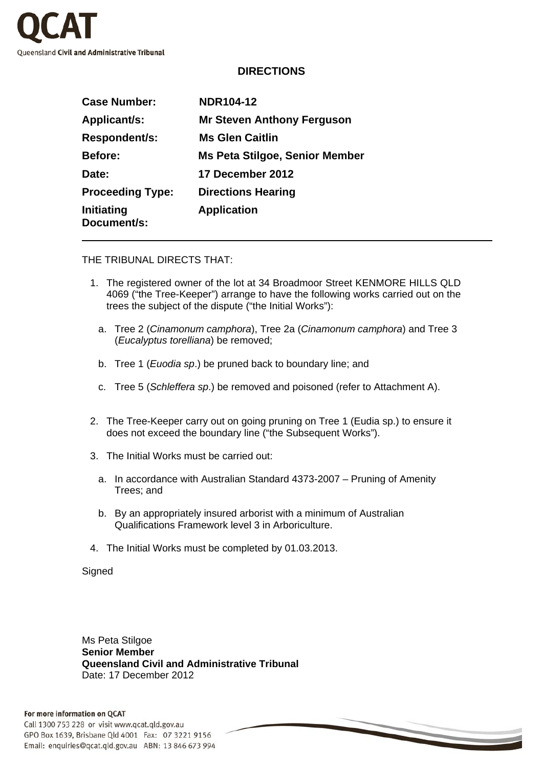QCAT

Queensland Civil and Administrative Tribunal

## DIRECTIONS

| | |
|---|---|
| **Case Number:** | **NDR104-12** |
| **Applicant/s:** | **Mr Steven Anthony Ferguson** |
| **Respondent/s:** | **Ms Glen Caitlin** |
| **Before:** | **Ms Peta Stilgoe, Senior Member** |
| **Date:** | **17 December 2012** |
| **Proceeding Type:** | **Directions Hearing** |
| **Initiating Document/s:** | **Application** |

THE TRIBUNAL DIRECTS THAT:

1. The registered owner of the lot at 34 Broadmoor Street KENMORE HILLS QLD 4069 ("the Tree-Keeper") arrange to have the following works carried out on the trees the subject of the dispute ("the Initial Works"):

   a. Tree 2 (*Cinamonum camphora*), Tree 2a (*Cinamonum camphora*) and Tree 3 (*Eucalyptus torelliana*) be removed;

   b. Tree 1 (*Euodia sp*.) be pruned back to boundary line; and

   c. Tree 5 (*Schleffera sp*.) be removed and poisoned (refer to Attachment A).

2. The Tree-Keeper carry out on going pruning on Tree 1 (Eudia sp.) to ensure it does not exceed the boundary line ("the Subsequent Works").

3. The Initial Works must be carried out:

   a. In accordance with Australian Standard 4373-2007 – Pruning of Amenity Trees; and

   b. By an appropriately insured arborist with a minimum of Australian Qualifications Framework level 3 in Arboriculture.

4. The Initial Works must be completed by 01.03.2013.

Signed

Ms Peta Stilgoe
**Senior Member**
**Queensland Civil and Administrative Tribunal**
Date: 17 December 2012

**For more information on QCAT**
Call 1300 753 228 or visit www.qcat.qld.gov.au
GPO Box 1639, Brisbane Qld 4001 Fax: 07 3221 9156
Email: enquiries@qcat.qld.gov.au ABN: 13 846 673 994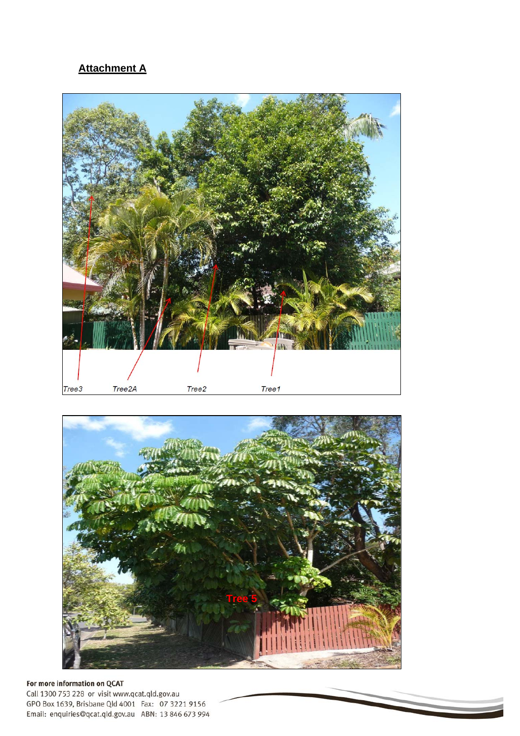## Attachment A

Tree3 Tree2A Tree2 Tree1

Tree 5